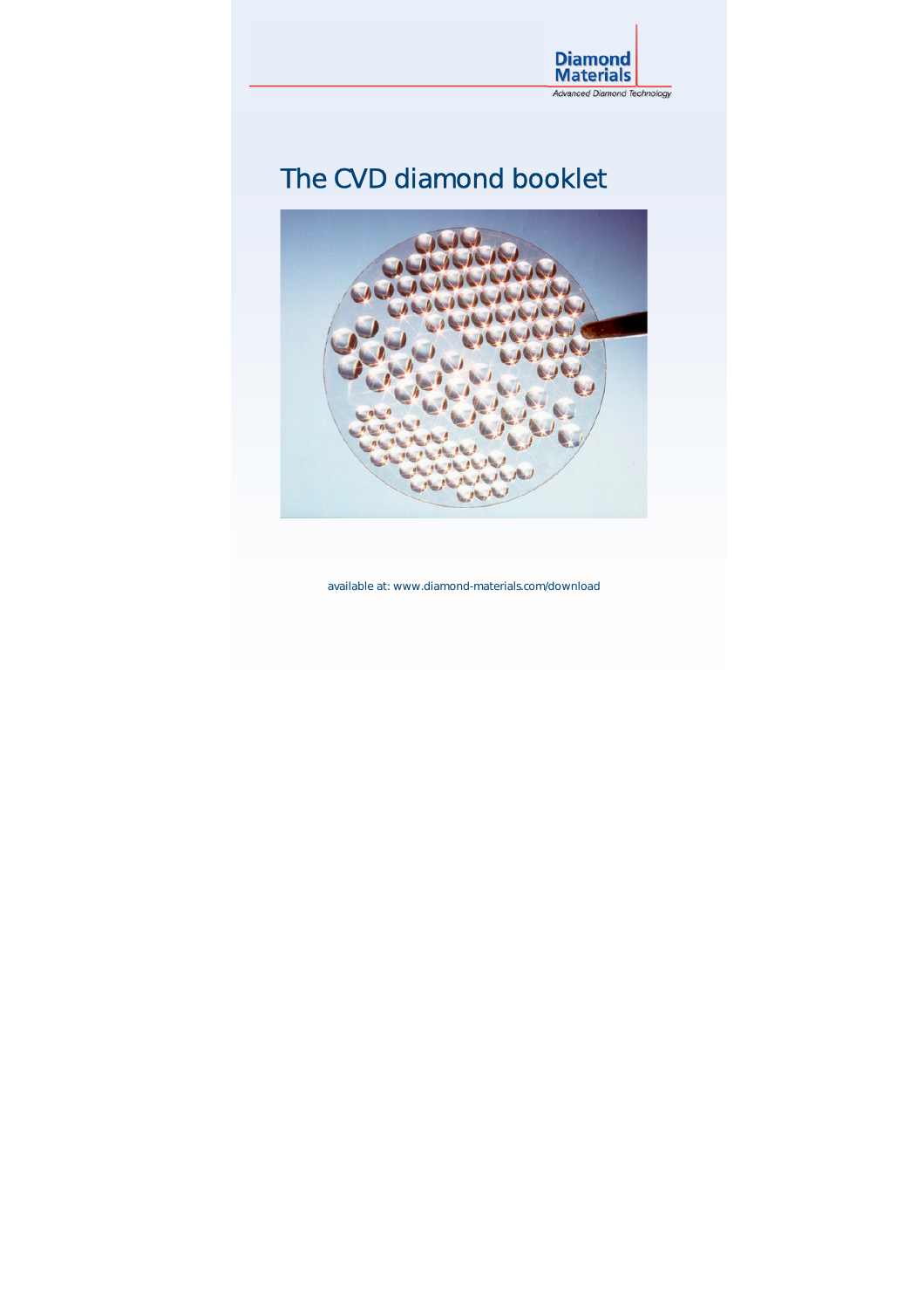Diamond Materials

Advanced Diamond Technology

# The CVD diamond booklet

available at: www.diamond-materials.com/download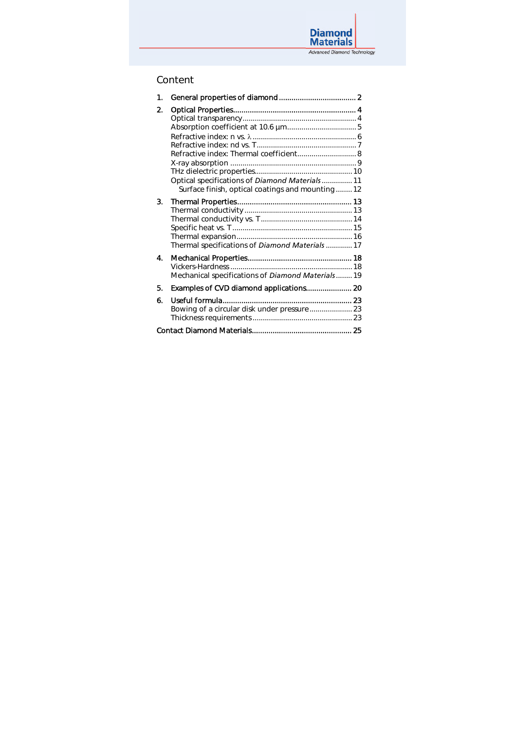# Content

1. **General properties of diamond** ..................................... 2
2. **Optical Properties** ........................................................... 4
   - Optical transparency ........................................................ 4
   - Absorption coefficient at 10.6 µm ...................................... 5
   - Refractive index: n vs. λ ..................................................... 6
   - Refractive index: nd vs. T .................................................. 7
   - Refractive index: Thermal coefficient.................................. 8
   - X-ray absorption ................................................................ 9
   - THz dielectric properties ................................................... 10
   - Optical specifications of *Diamond Materials* ..................... 11
     - Surface finish, optical coatings and mounting ........ 12
3. **Thermal Properties** ........................................................ 13
   - Thermal conductivity ........................................................ 13
   - Thermal conductivity vs. T................................................. 14
   - Specific heat vs. T ............................................................. 15
   - Thermal expansion ............................................................ 16
   - Thermal specifications of *Diamond Materials* ................. 17
4. **Mechanical Properties** ..................................................... 18
   - Vickers-Hardness .............................................................. 18
   - Mechanical specifications of *Diamond Materials* ............ 19
5. **Examples of CVD diamond applications** ........................ 20
6. **Useful formula** .................................................................. 23
   - Bowing of a circular disk under pressure ......................... 23
   - Thickness requirements .................................................... 23

**Contact Diamond Materials** ................................................... 25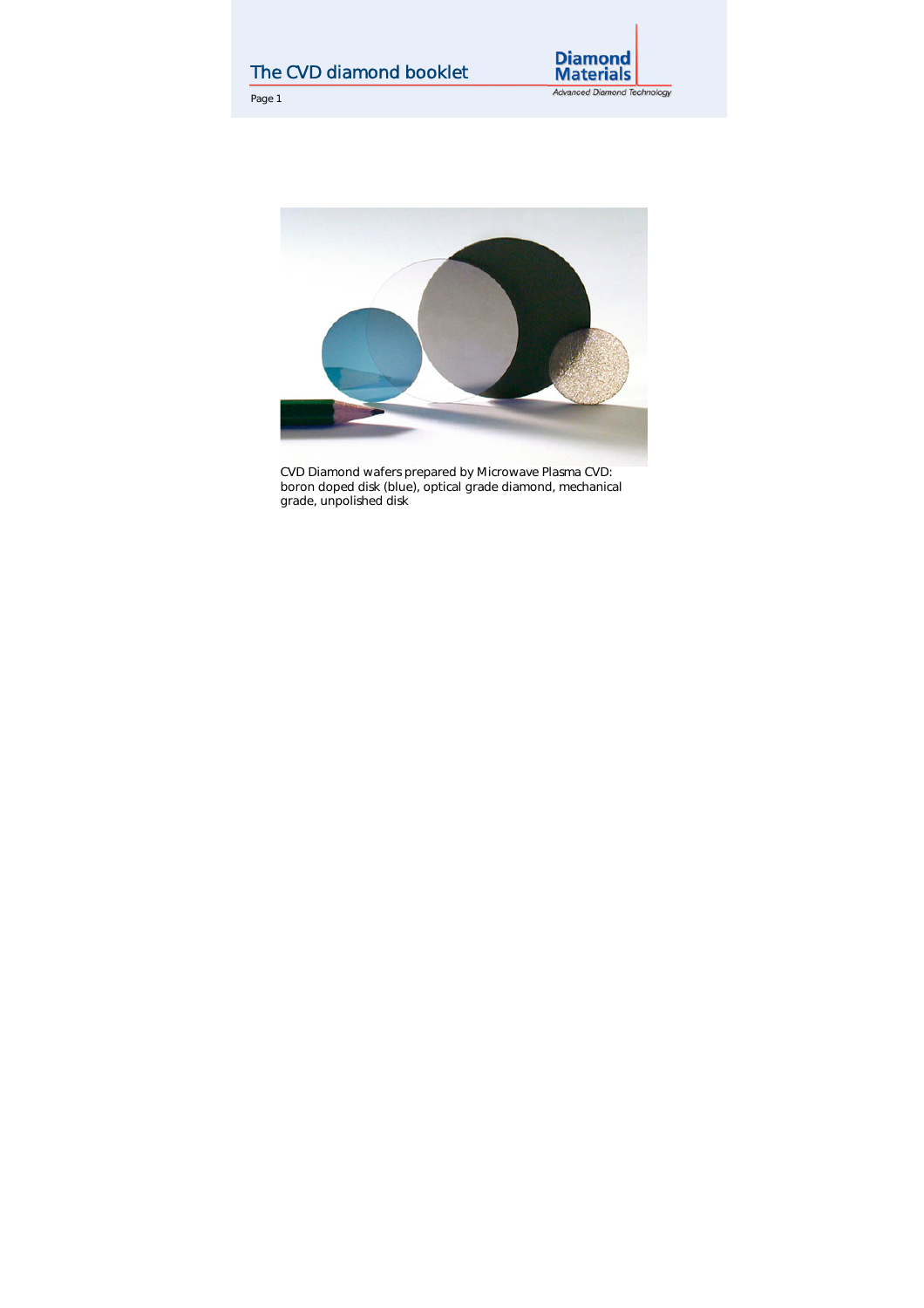CVD Diamond wafers prepared by Microwave Plasma CVD: boron doped disk (blue), optical grade diamond, mechanical grade, unpolished disk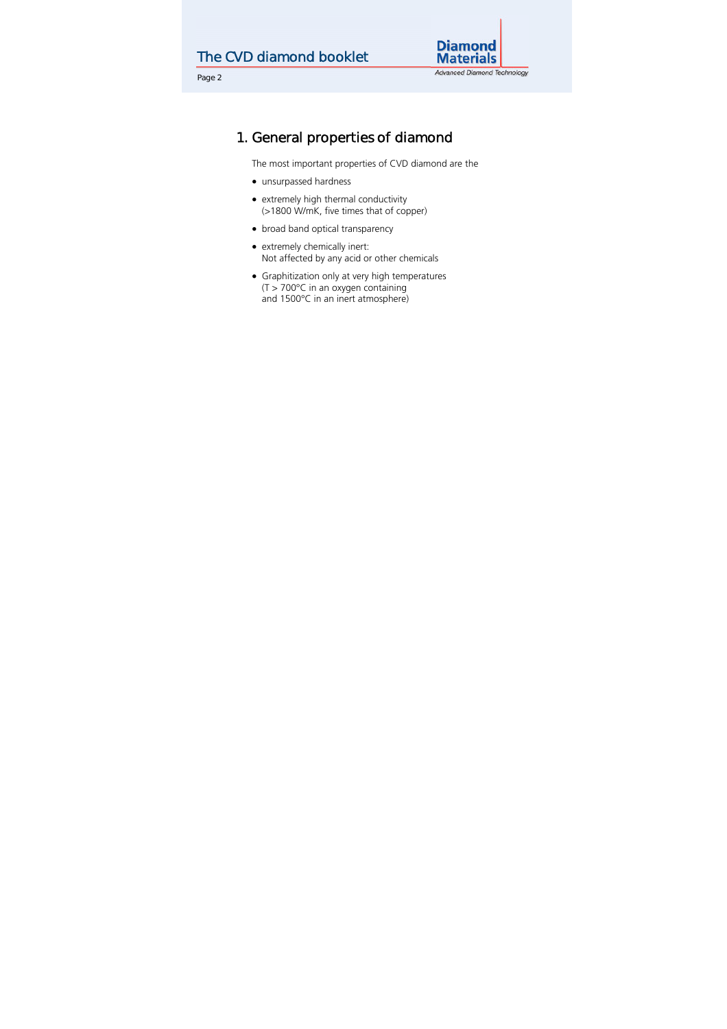# 1. General properties of diamond

The most important properties of CVD diamond are the

- unsurpassed hardness
- extremely high thermal conductivity
  (>1800 W/mK, five times that of copper)
- broad band optical transparency
- extremely chemically inert:
  Not affected by any acid or other chemicals
- Graphitization only at very high temperatures
  (T > 700°C in an oxygen containing
  and 1500°C in an inert atmosphere)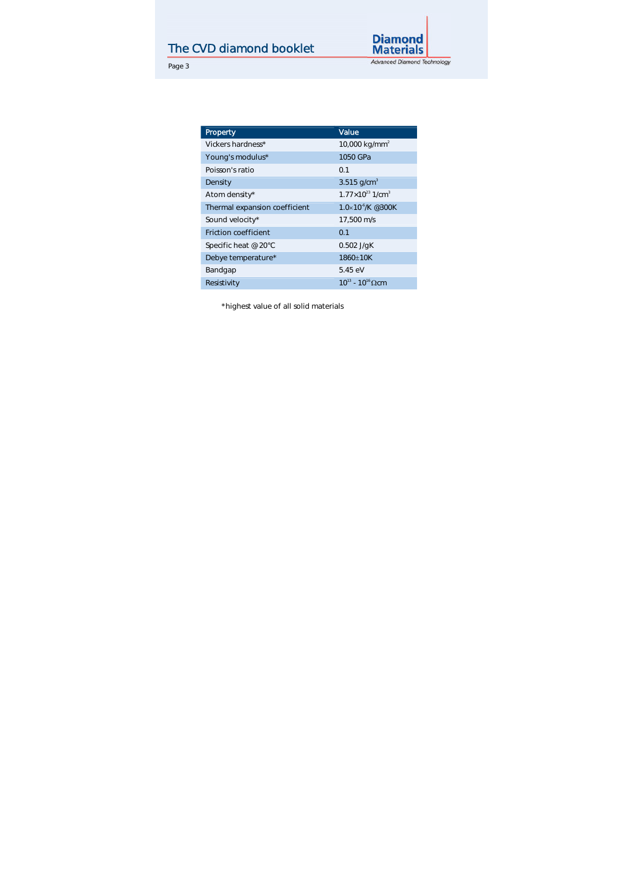| Property | Value |
|---|---|
| Vickers hardness* | 10,000 $kg/mm^2$ |
| Young's modulus* | 1050 GPa |
| Poisson's ratio | 0.1 |
| Density | 3.515 $g/cm^3$ |
| Atom density* | $1.77 \times 10^{23}$ $1/cm^3$ |
| Thermal expansion coefficient | $1.0 \times 10^{-6}$/K @300K |
| Sound velocity* | 17,500 m/s |
| Friction coefficient | 0.1 |
| Specific heat @ 20°C | 0.502 J/gK |
| Debye temperature* | 1860±10K |
| Bandgap | 5.45 eV |
| Resistivity | $10^{13}$ - $10^{16}$ Ωcm |

*highest value of all solid materials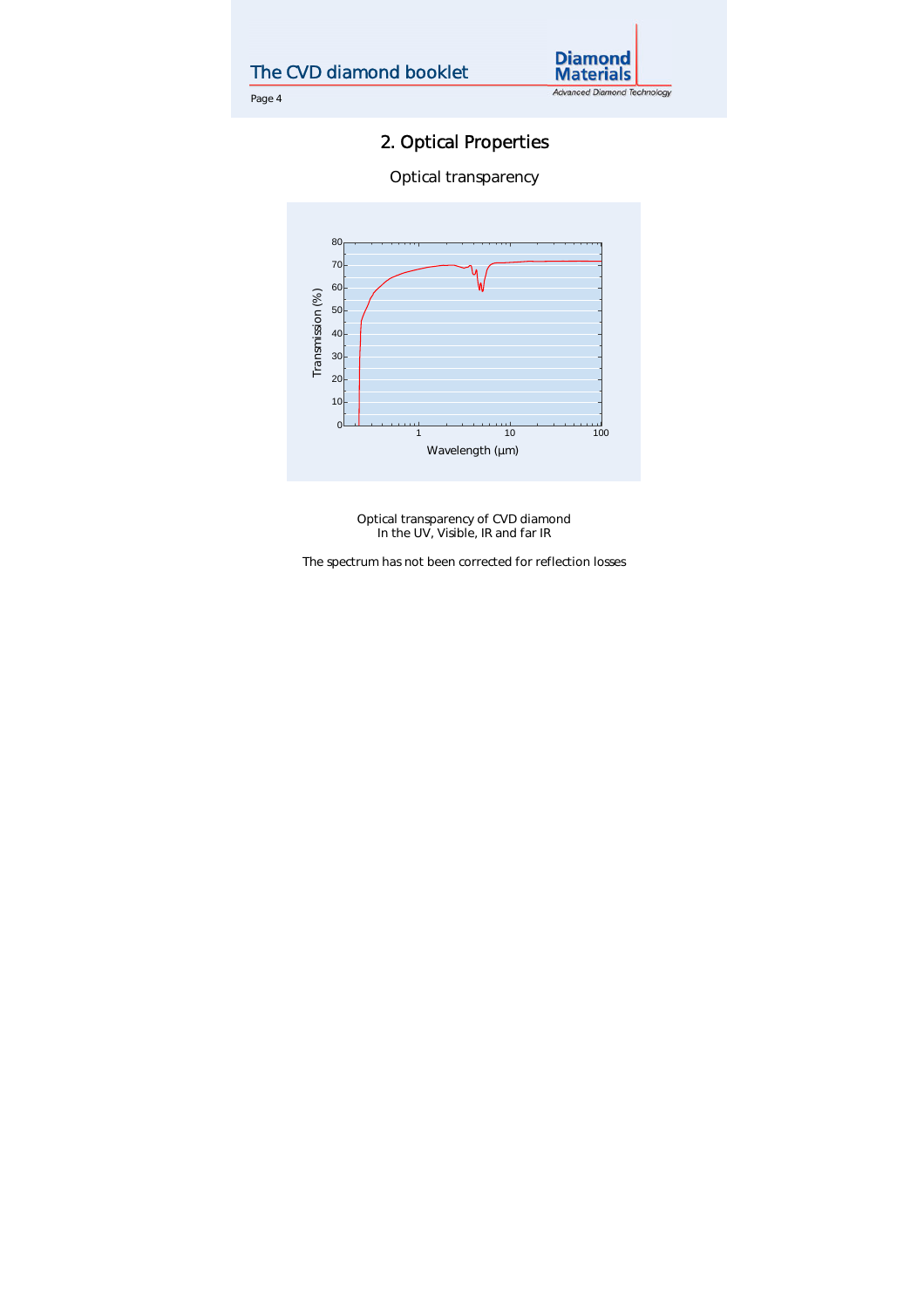## 2. Optical Properties

Optical transparency

Optical transparency of CVD diamond
In the UV, Visible, IR and far IR

The spectrum has not been corrected for reflection losses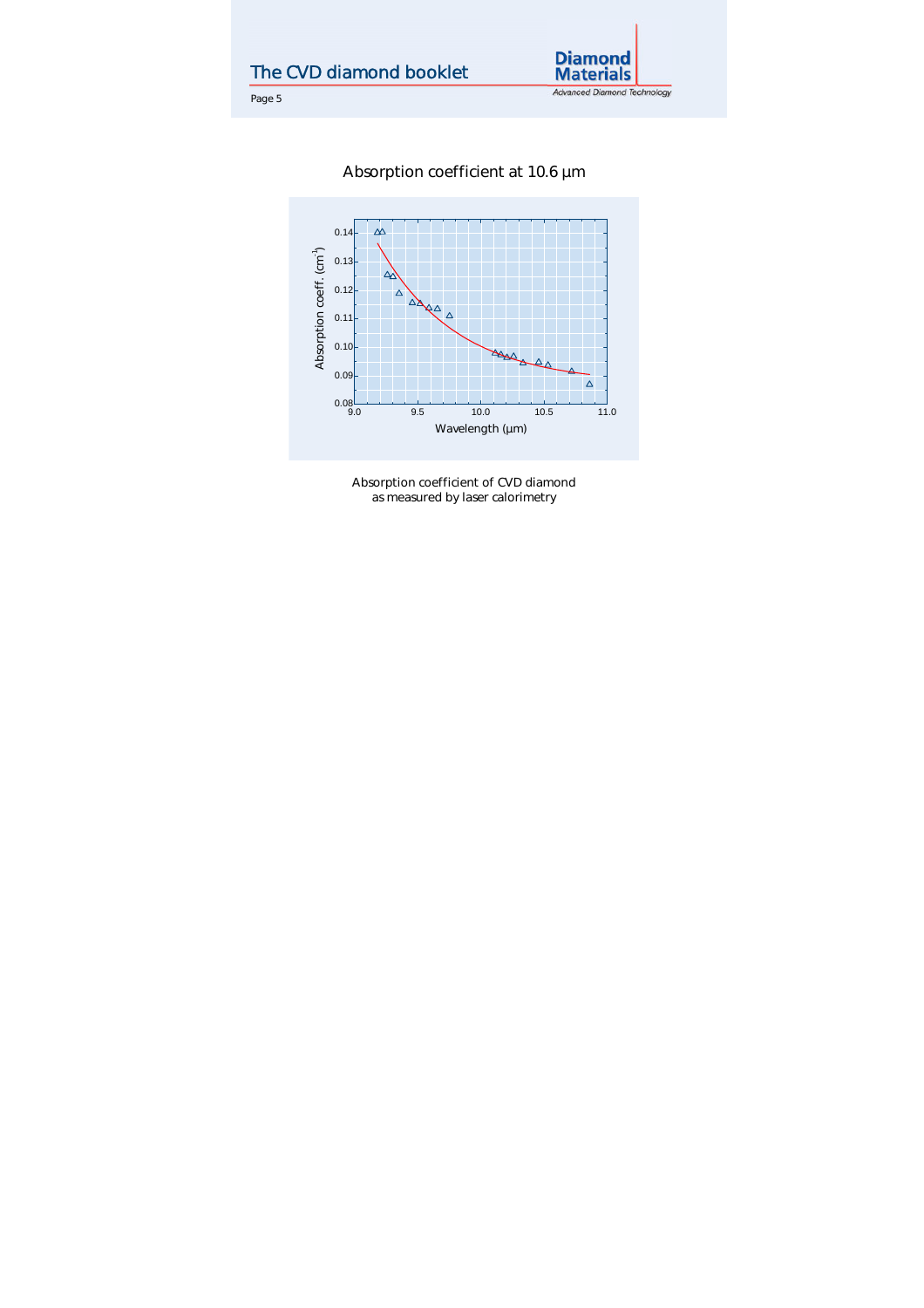Absorption coefficient at 10.6 µm

Absorption coefficient of CVD diamond
as measured by laser calorimetry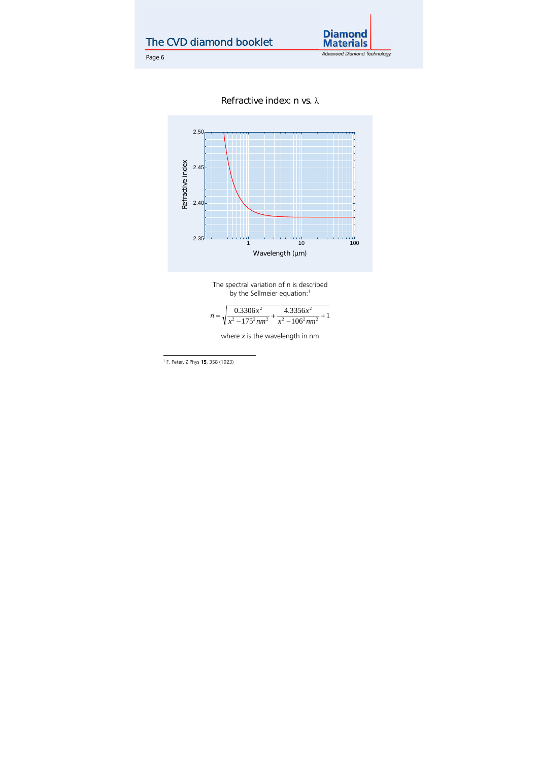## Refractive index: n vs. λ

The spectral variation of n is described by the Sellmeier equation:[1]

$$n = \sqrt{\frac{0.3306x^2}{x^2 - 175^2 nm^2} + \frac{4.3356x^2}{x^2 - 106^2 nm^2} + 1}$$

where $x$ is the wavelength in nm

[1] F. Peter, Z Phys **15**, 358 (1923)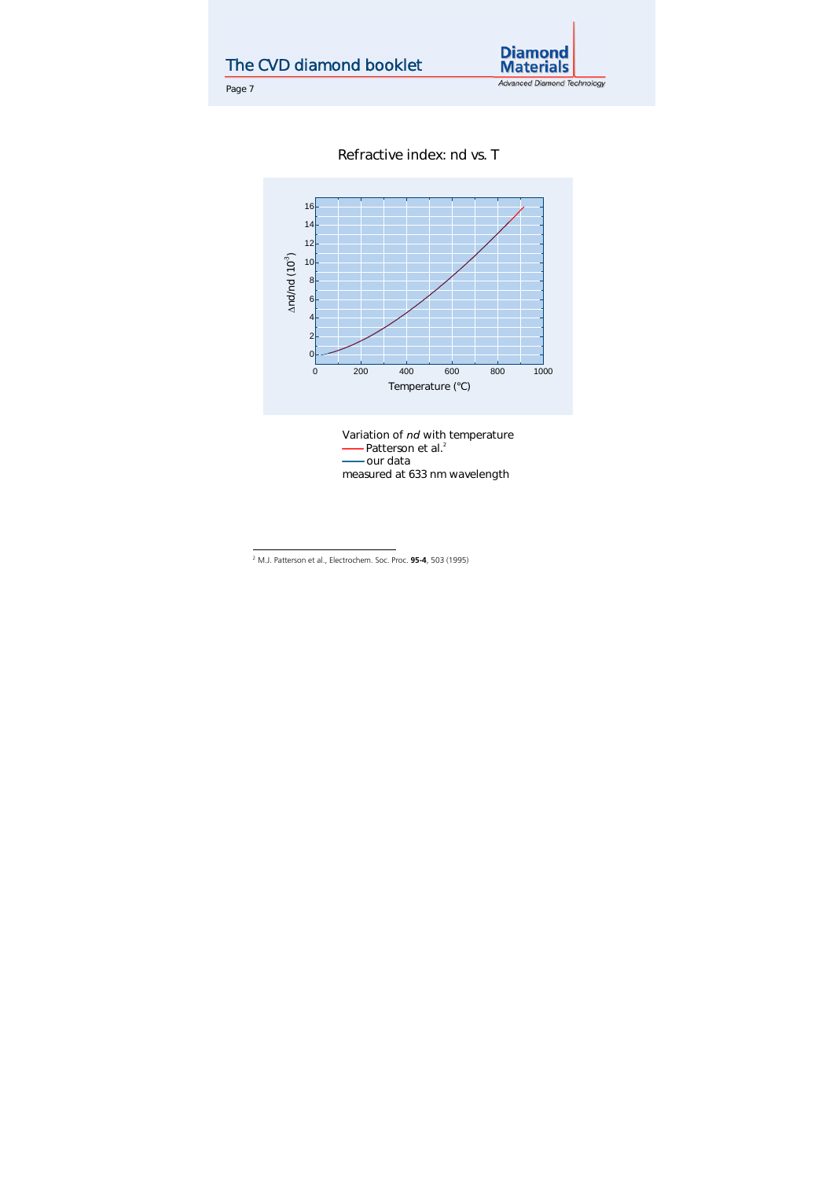## Refractive index: nd vs. T

Variation of *nd* with temperature
—— Patterson et al.[2]
—— our data
measured at 633 nm wavelength

[2] M.J. Patterson et al., Electrochem. Soc. Proc. **95-4**, 503 (1995)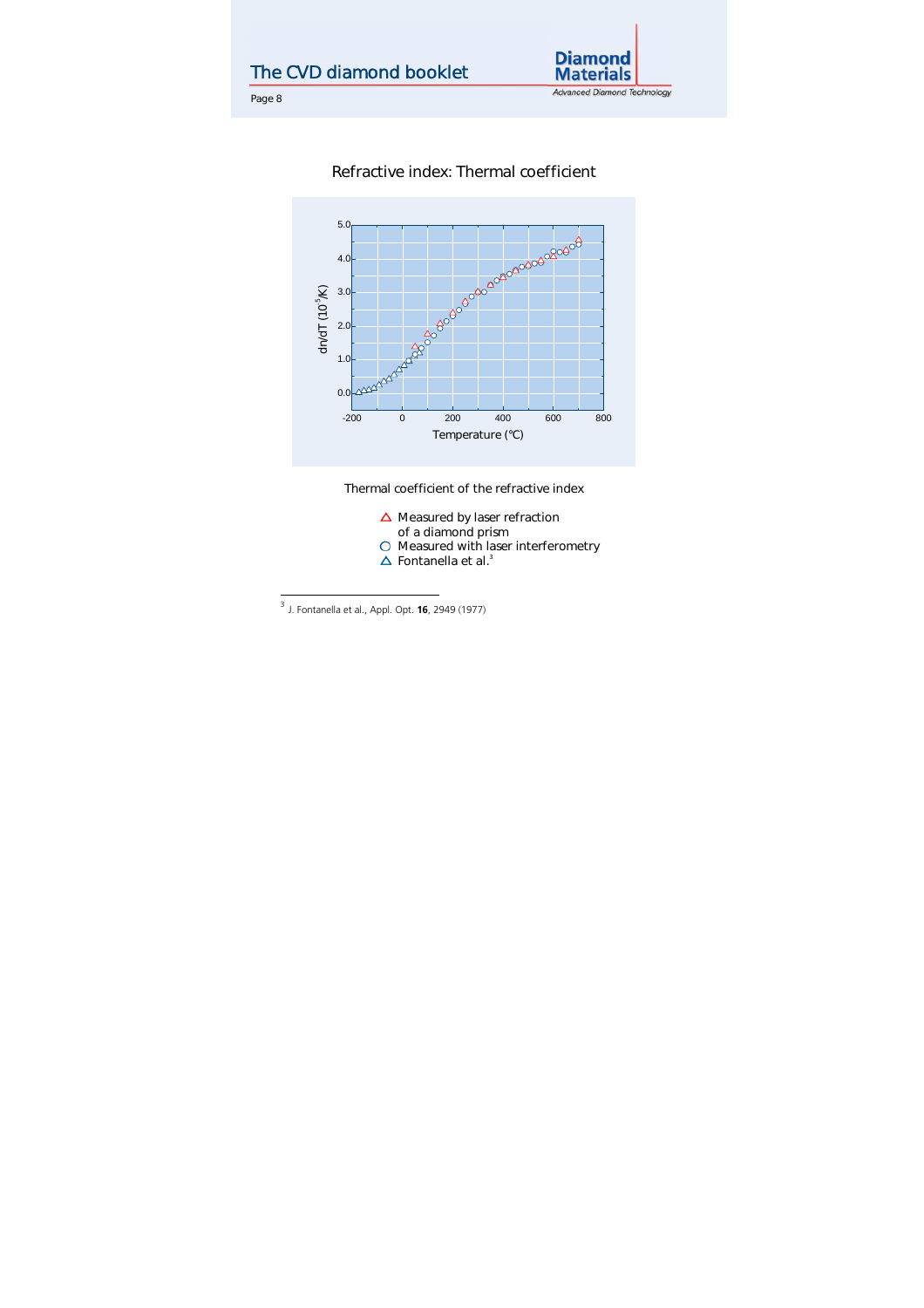## Refractive index: Thermal coefficient

Thermal coefficient of the refractive index

△ Measured by laser refraction of a diamond prism
○ Measured with laser interferometry
△ Fontanella et al.[3]

---

[3] J. Fontanella et al., Appl. Opt. **16**, 2949 (1977)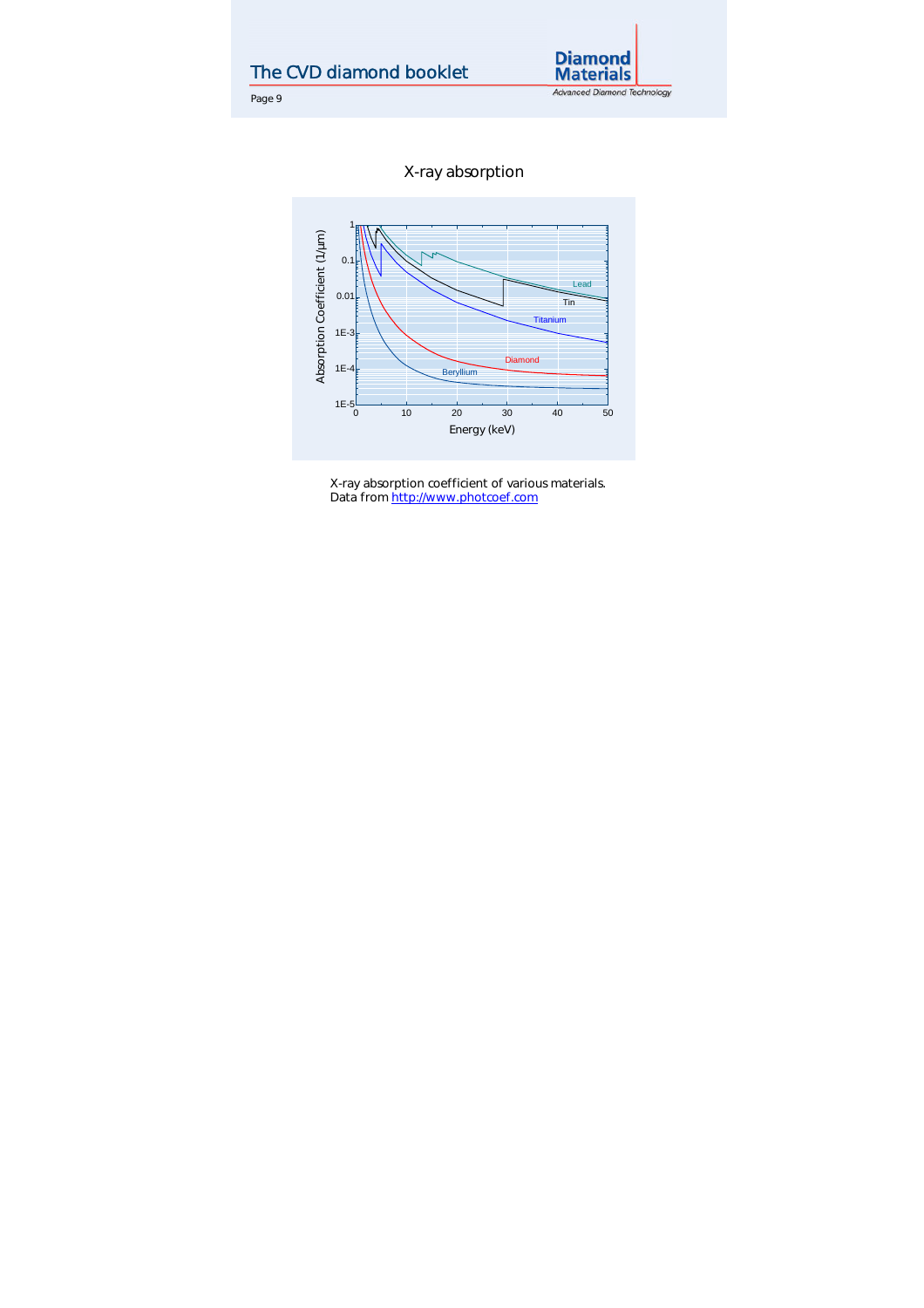## X-ray absorption

X-ray absorption coefficient of various materials.
Data from http://www.photcoef.com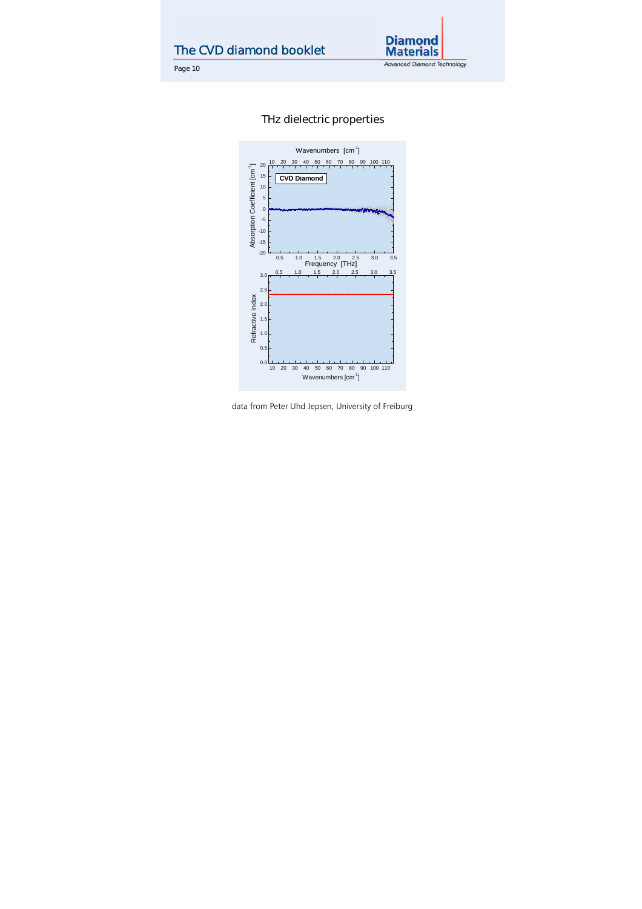## THz dielectric properties

data from Peter Uhd Jepsen, University of Freiburg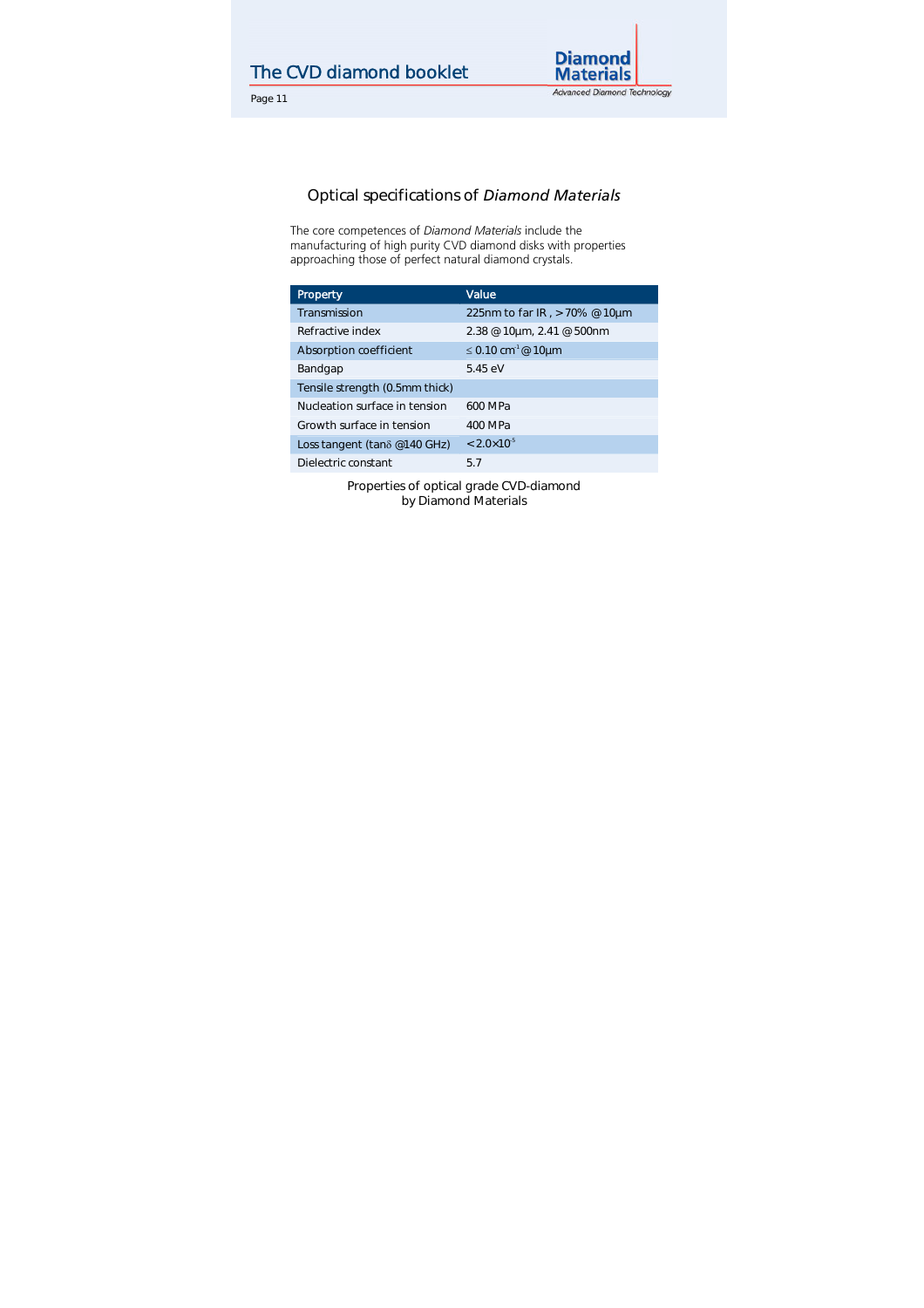## Optical specifications of *Diamond Materials*

The core competences of *Diamond Materials* include the manufacturing of high purity CVD diamond disks with properties approaching those of perfect natural diamond crystals.

| Property | Value |
|---|---|
| Transmission | 225nm to far IR , > 70% @ 10µm |
| Refractive index | 2.38 @ 10µm, 2.41 @ 500nm |
| Absorption coefficient | ≤ 0.10 $cm^{-1}$ @ 10µm |
| Bandgap | 5.45 eV |
| Tensile strength (0.5mm thick) | |
| Nucleation surface in tension | 600 MPa |
| Growth surface in tension | 400 MPa |
| Loss tangent (tanδ @140 GHz) | $< 2.0 \times 10^{-5}$ |
| Dielectric constant | 5.7 |

Properties of optical grade CVD-diamond by Diamond Materials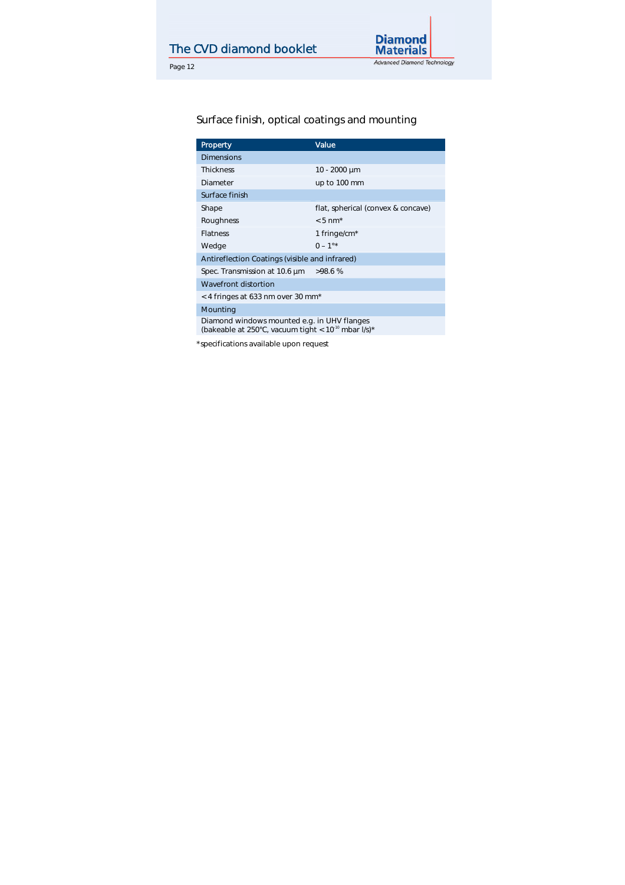## Surface finish, optical coatings and mounting

| Property | Value |
|---|---|
| Dimensions | |
| Thickness | 10 - 2000 µm |
| Diameter | up to 100 mm |
| Surface finish | |
| Shape | flat, spherical (convex & concave) |
| Roughness | < 5 nm* |
| Flatness | 1 fringe/cm* |
| Wedge | 0 – 1°* |
| Antireflection Coatings (visible and infrared) | |
| Spec. Transmission at 10.6 µm | >98.6 % |
| Wavefront distortion | |
| < 4 fringes at 633 nm over 30 mm* | |
| Mounting | |
| Diamond windows mounted e.g. in UHV flanges (bakeable at 250°C, vacuum tight < $10^{-10}$ mbar l/s)* | |

*specifications available upon request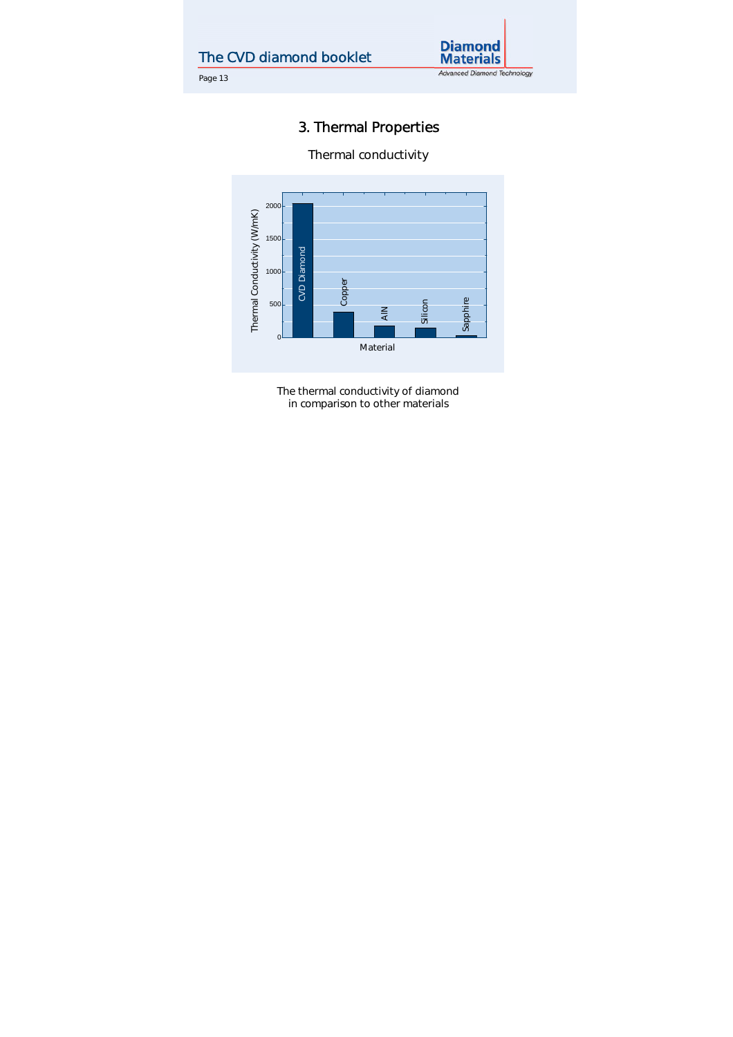# 3. Thermal Properties

## Thermal conductivity

The thermal conductivity of diamond
in comparison to other materials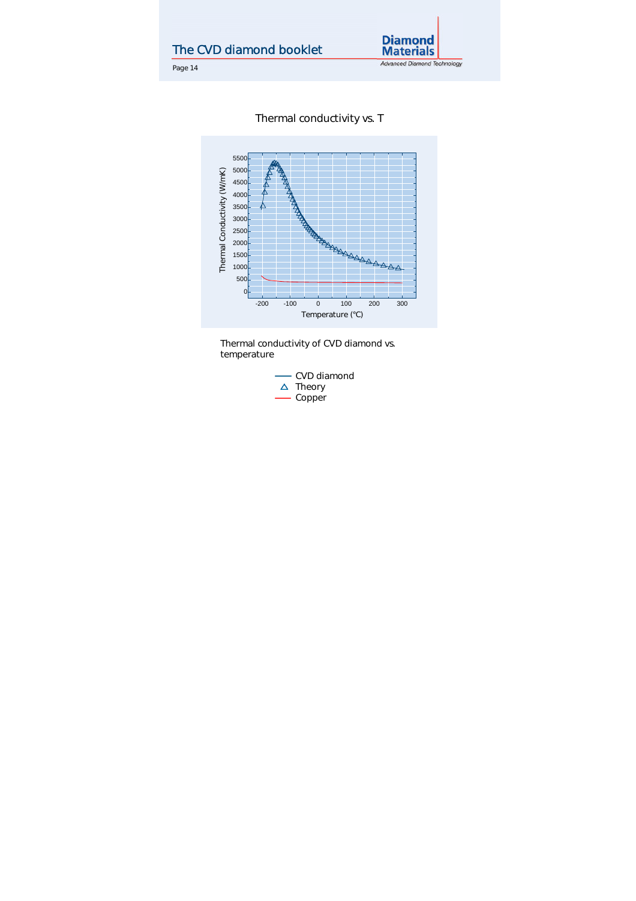## Thermal conductivity vs. T

Thermal conductivity of CVD diamond vs. temperature

- CVD diamond
- △ Theory
- Copper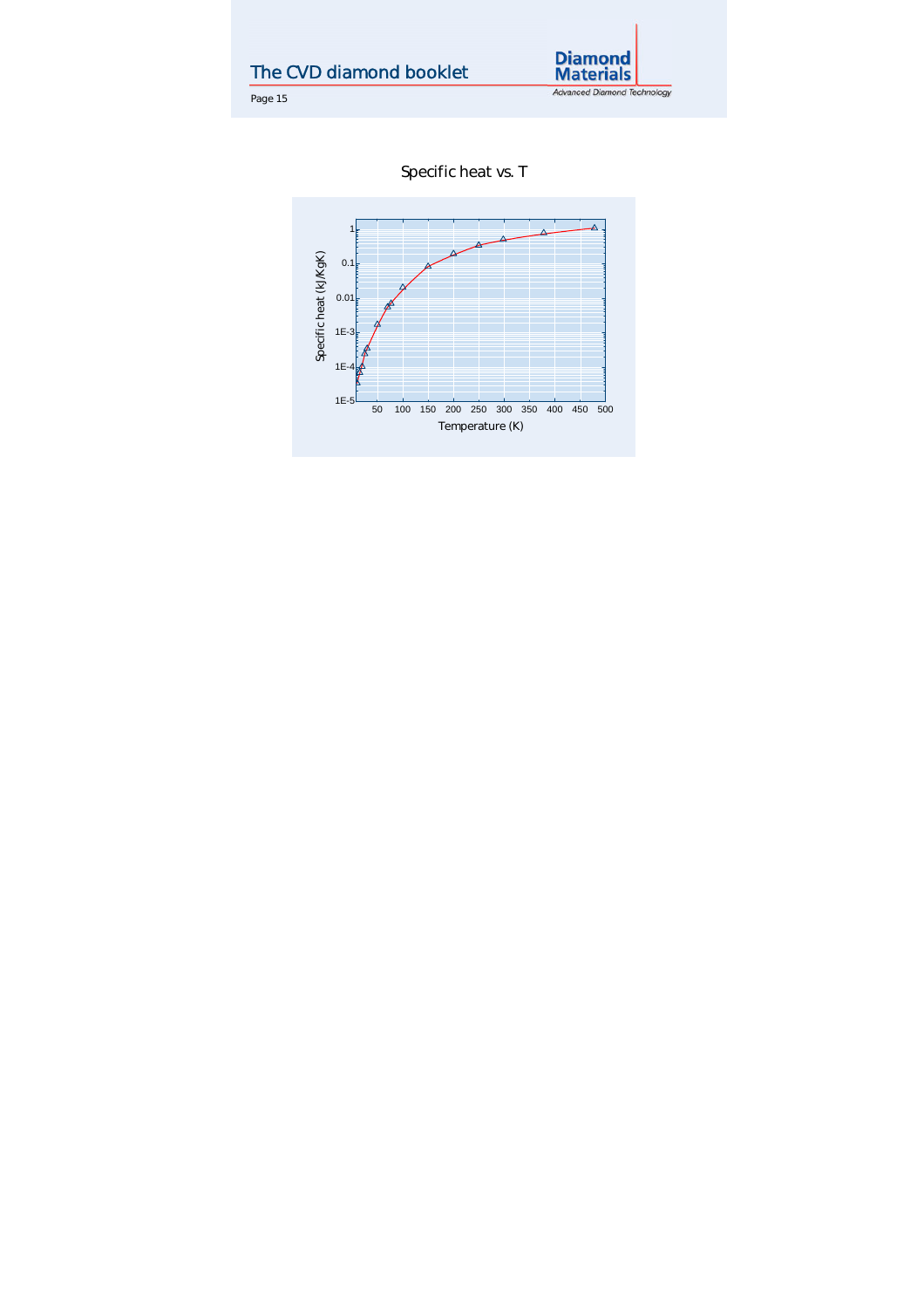Specific heat vs. T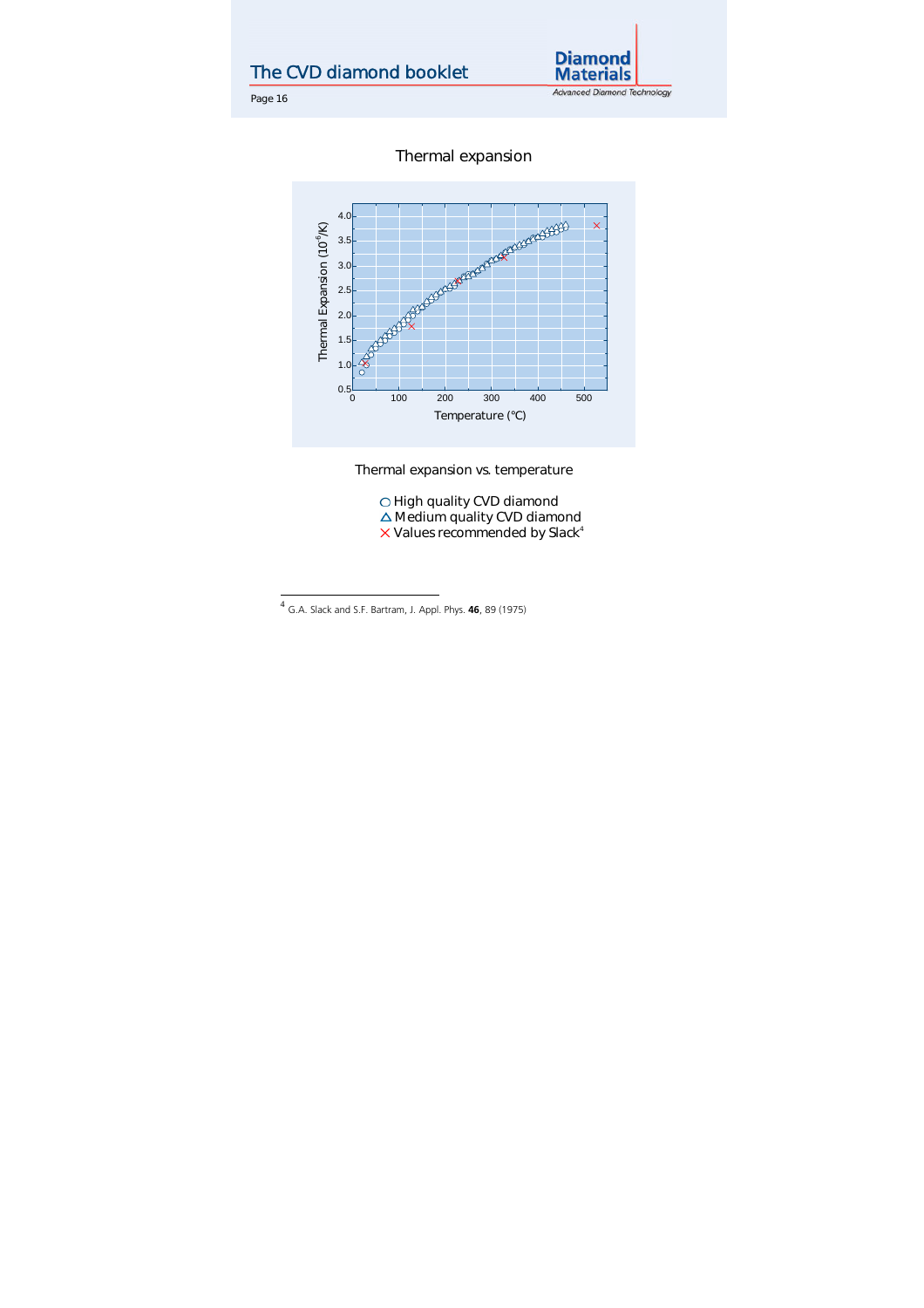## Thermal expansion

Thermal expansion vs. temperature

○ High quality CVD diamond
△ Medium quality CVD diamond
× Values recommended by Slack[4]

---

[4] G.A. Slack and S.F. Bartram, J. Appl. Phys. **46**, 89 (1975)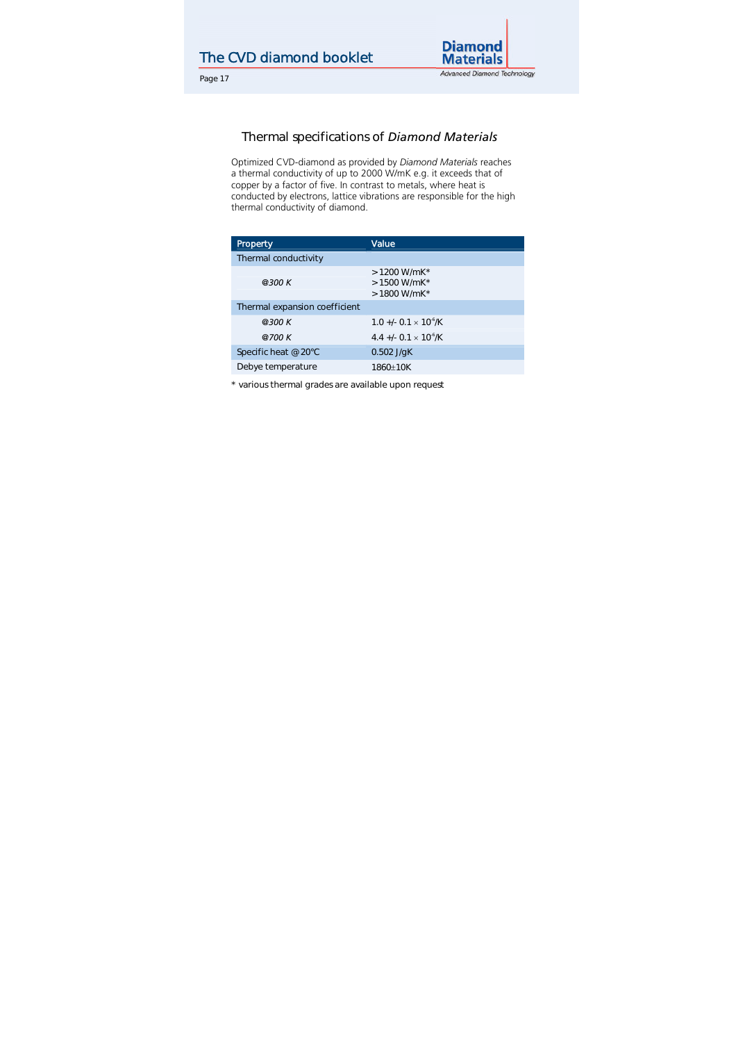## Thermal specifications of *Diamond Materials*

Optimized CVD-diamond as provided by *Diamond Materials* reaches a thermal conductivity of up to 2000 W/mK e.g. it exceeds that of copper by a factor of five. In contrast to metals, where heat is conducted by electrons, lattice vibrations are responsible for the high thermal conductivity of diamond.

| Property | Value |
|---|---|
| Thermal conductivity | |
| *@300 K* | >1200 W/mK*<br>>1500 W/mK*<br>>1800 W/mK* |
| Thermal expansion coefficient | |
| *@300 K* | 1.0 +/- 0.1 $\times$ $10^{-6}$/K |
| *@700 K* | 4.4 +/- 0.1 $\times$ $10^{-6}$/K |
| Specific heat @20°C | 0.502 J/gK |
| Debye temperature | 1860±10K |

* various thermal grades are available upon request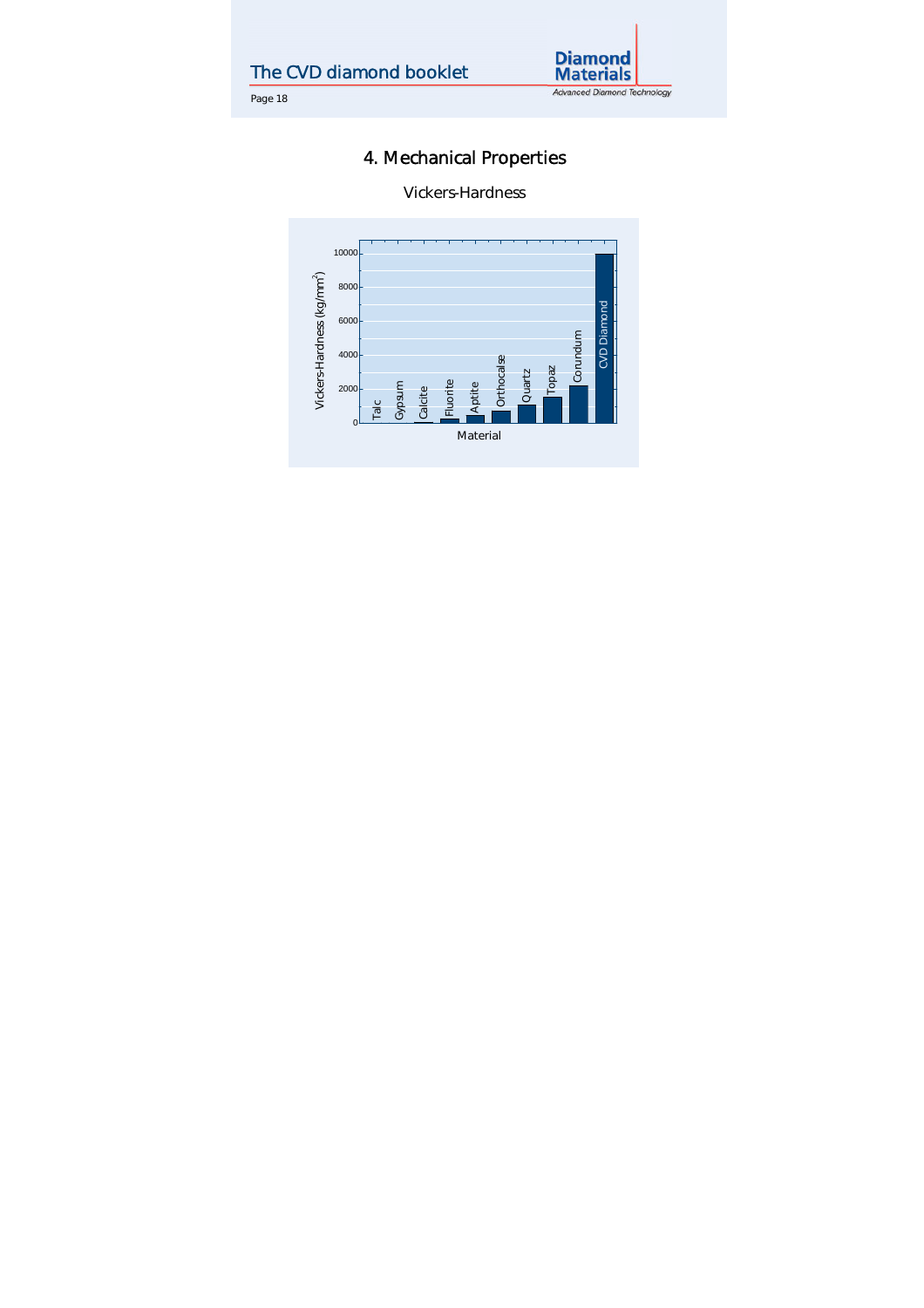# 4. Mechanical Properties

Vickers-Hardness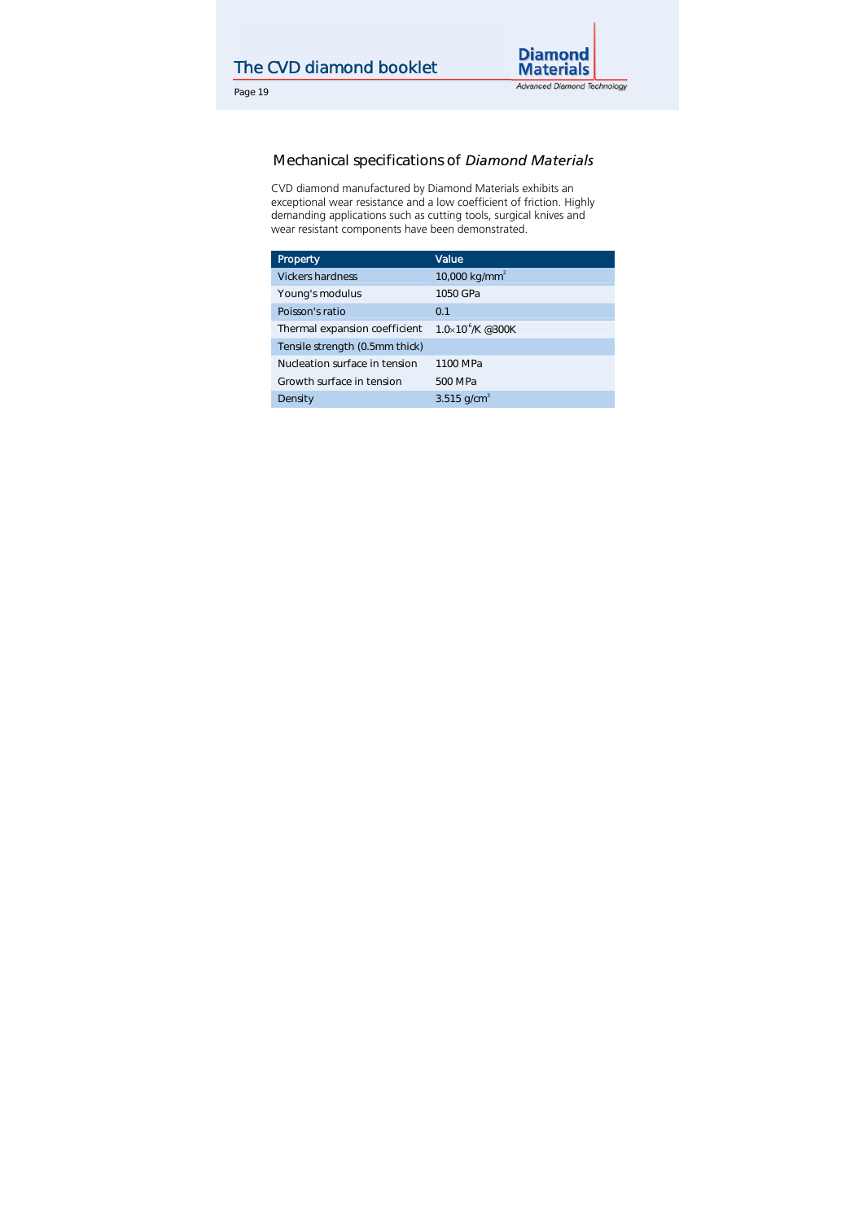## Mechanical specifications of *Diamond Materials*

CVD diamond manufactured by Diamond Materials exhibits an exceptional wear resistance and a low coefficient of friction. Highly demanding applications such as cutting tools, surgical knives and wear resistant components have been demonstrated.

| Property | Value |
|---|---|
| Vickers hardness | 10,000 $kg/mm^2$ |
| Young's modulus | 1050 GPa |
| Poisson's ratio | 0.1 |
| Thermal expansion coefficient | $1.0 \times 10^{-6}$/K @300K |
| Tensile strength (0.5mm thick) | |
| Nucleation surface in tension | 1100 MPa |
| Growth surface in tension | 500 MPa |
| Density | 3.515 $g/cm^3$ |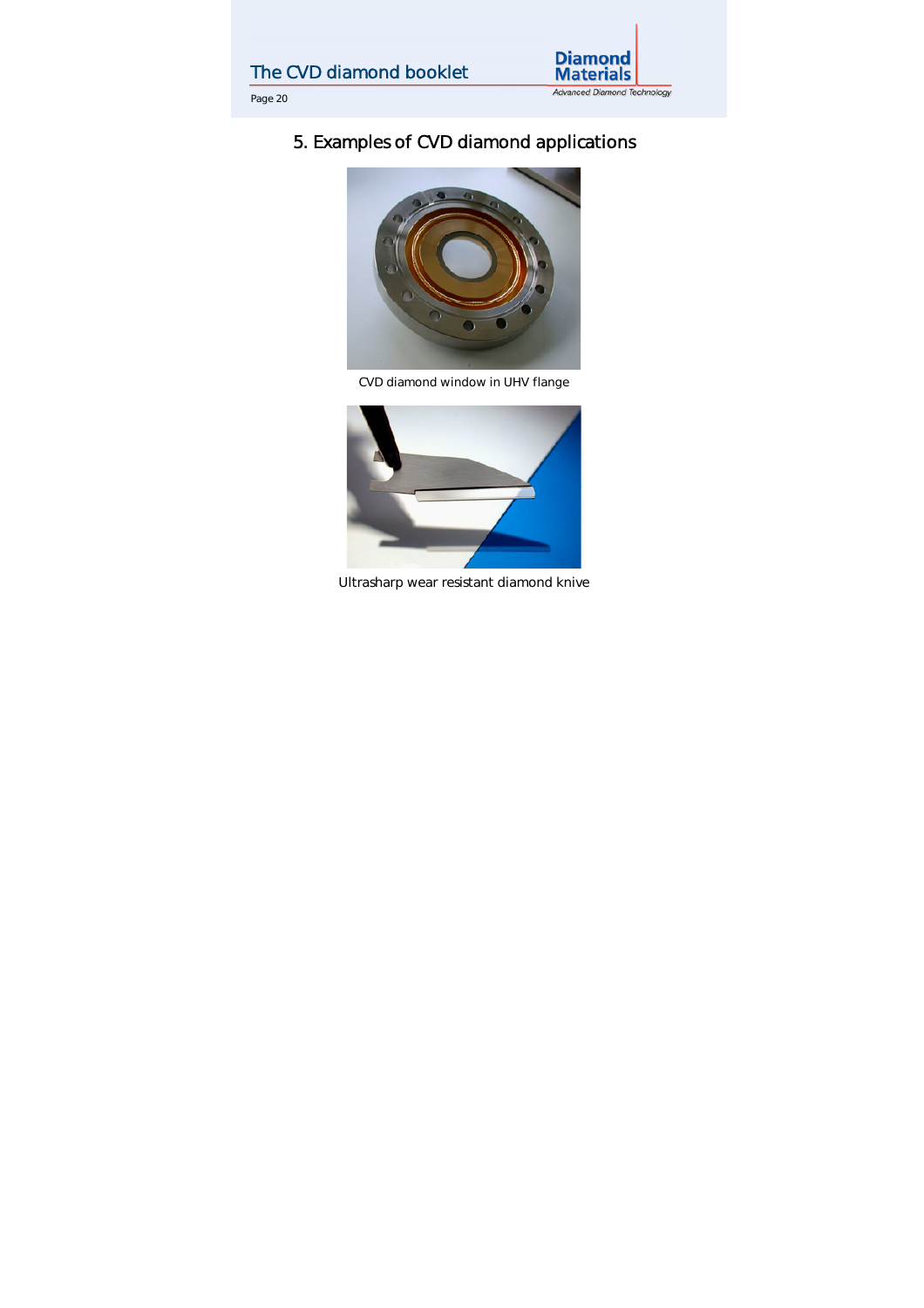# 5. Examples of CVD diamond applications

CVD diamond window in UHV flange

Ultrasharp wear resistant diamond knive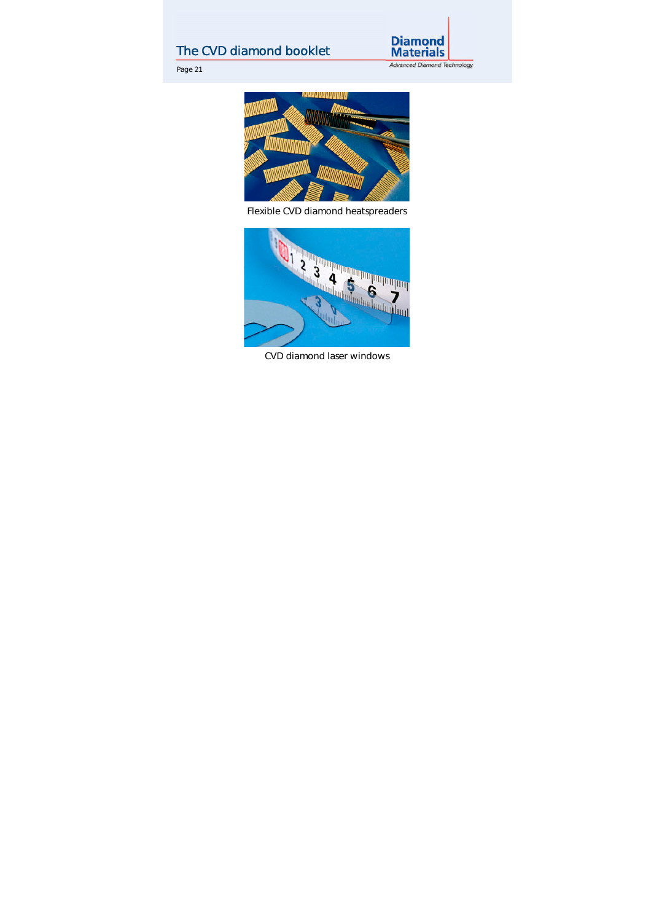Flexible CVD diamond heatspreaders

CVD diamond laser windows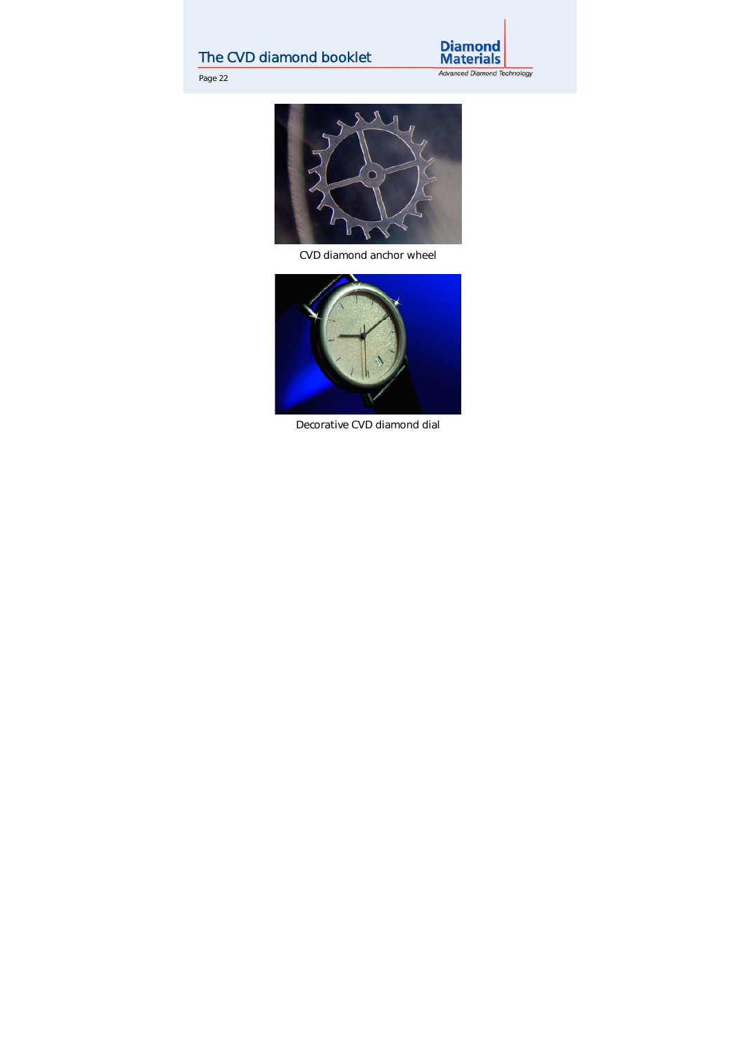CVD diamond anchor wheel

Decorative CVD diamond dial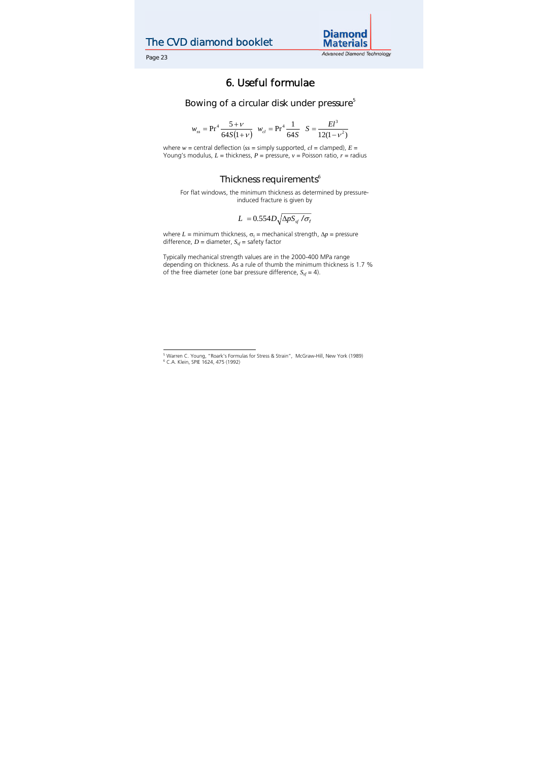# 6. Useful formulae

## Bowing of a circular disk under pressure[5]

$$w_{ss} = \mathrm{Pr}^4 \frac{5+\nu}{64S(1+\nu)} \quad w_{cl} = \mathrm{Pr}^4 \frac{1}{64S} \quad S = \frac{El^3}{12(1-\nu^2)}$$

where $w$ = central deflection ($ss$ = simply supported, $cl$ = clamped), $E$ = Young's modulus, $L$ = thickness, $P$ = pressure, $v$ = Poisson ratio, $r$ = radius

## Thickness requirements[6]

For flat windows, the minimum thickness as determined by pressure-induced fracture is given by

$$L = 0.554 D \sqrt{\Delta p S_{sf} / \sigma_f}$$

where $L$ = minimum thickness, $\sigma_f$ = mechanical strength, $\Delta p$ = pressure difference, $D$ = diameter, $S_{sf}$ = safety factor

Typically mechanical strength values are in the 2000-400 MPa range depending on thickness. As a rule of thumb the minimum thickness is 1.7 % of the free diameter (one bar pressure difference, $S_{sf} = 4$).

---

[5] Warren C. Young, "Roark's Formulas for Stress & Strain", McGraw-Hill, New York (1989)

[6] C.A. Klein, SPIE 1624, 475 (1992)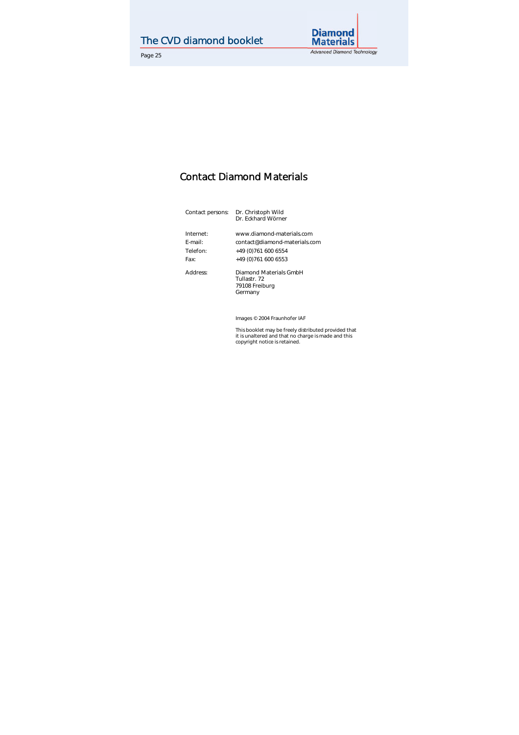# Contact Diamond Materials

| | |
|---|---|
| Contact persons: | Dr. Christoph Wild<br>Dr. Eckhard Wörner |
| Internet: | www.diamond-materials.com |
| E-mail: | contact@diamond-materials.com |
| Telefon: | +49 (0)761 600 6554 |
| Fax: | +49 (0)761 600 6553 |
| Address: | Diamond Materials GmbH<br>Tullastr. 72<br>79108 Freiburg<br>Germany |

Images © 2004 Fraunhofer IAF

This booklet may be freely distributed provided that it is unaltered and that no charge is made and this copyright notice is retained.